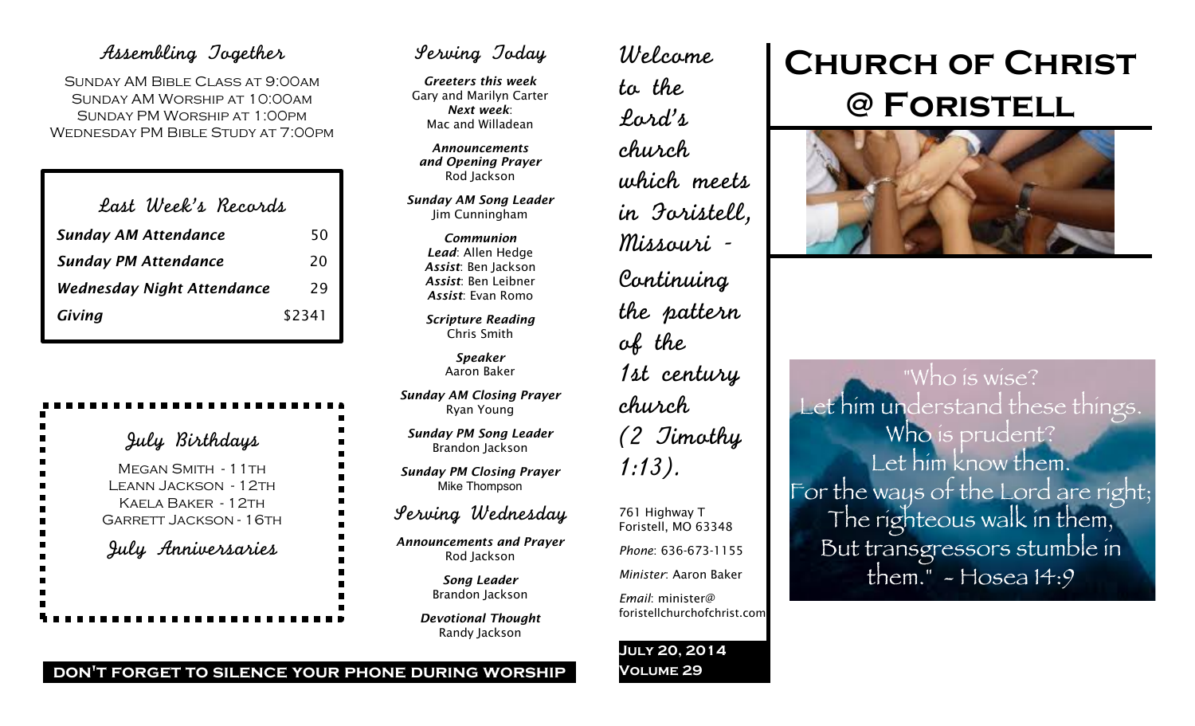# Church of Christ @ Foristell

"Who is wise?
Let him understand these things.
Who is prudent?
Let him know them.
For the ways of the Lord are right;
The righteous walk in them,
But transgressors stumble in them." - Hosea 14:9

## Welcome to the Lord's church which meets in Foristell, Missouri - Continuing the pattern of the 1st century church (2 Timothy 1:13).

761 Highway T
Foristell, MO 63348

*Phone*: 636-673-1155

*Minister*: Aaron Baker

*Email*: minister@foristellchurchofchrist.com

**July 20, 2014**
**Volume 29**

## Assembling Together

Sunday AM Bible Class at 9:00AM
Sunday AM Worship at 10:00AM
Sunday PM Worship at 1:00PM
Wednesday PM Bible Study at 7:00PM

## Last Week's Records

| | |
|---|---|
| ***Sunday AM Attendance*** | 50 |
| ***Sunday PM Attendance*** | 20 |
| ***Wednesday Night Attendance*** | 29 |
| ***Giving*** | $2341 |

## July Birthdays

Megan Smith - 11th
Leann Jackson - 12th
Kaela Baker - 12th
Garrett Jackson - 16th

## July Anniversaries

## Serving Today

***Greeters this week***
Gary and Marilyn Carter
***Next week***:
Mac and Willadean

***Announcements and Opening Prayer***
Rod Jackson

***Sunday AM Song Leader***
Jim Cunningham

***Communion***
***Lead***: Allen Hedge
***Assist***: Ben Jackson
***Assist***: Ben Leibner
***Assist***: Evan Romo

***Scripture Reading***
Chris Smith

***Speaker***
Aaron Baker

***Sunday AM Closing Prayer***
Ryan Young

***Sunday PM Song Leader***
Brandon Jackson

***Sunday PM Closing Prayer***
Mike Thompson

## Serving Wednesday

***Announcements and Prayer***
Rod Jackson

***Song Leader***
Brandon Jackson

***Devotional Thought***
Randy Jackson

**DON'T FORGET TO SILENCE YOUR PHONE DURING WORSHIP**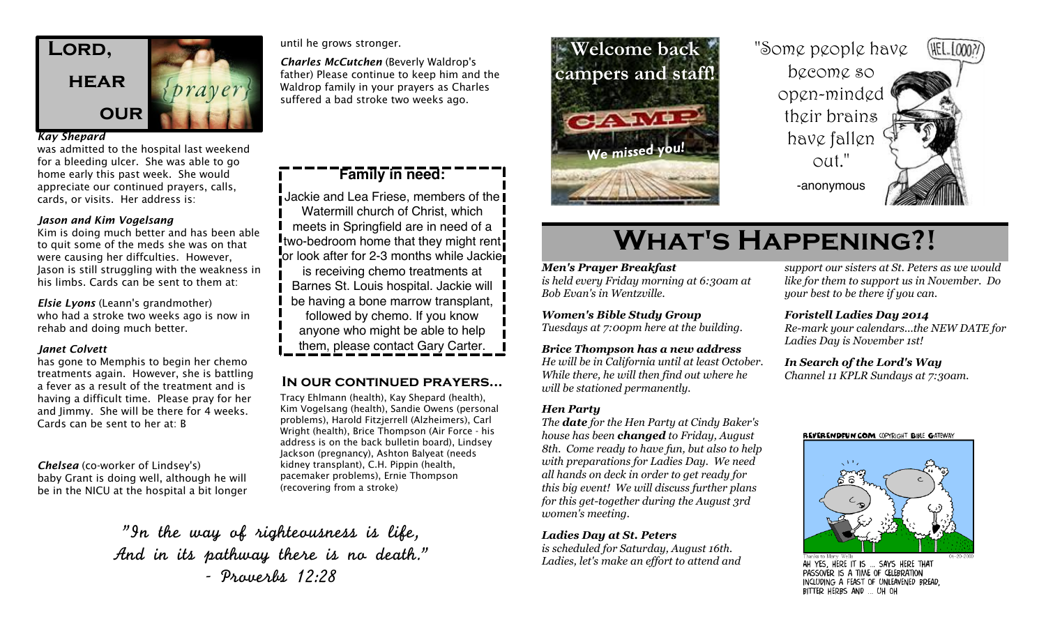# Lord, hear our {prayer}

***Kay Shepard***
was admitted to the hospital last weekend for a bleeding ulcer. She was able to go home early this past week. She would appreciate our continued prayers, calls, cards, or visits. Her address is:

***Jason and Kim Vogelsang***
Kim is doing much better and has been able to quit some of the meds she was on that were causing her diffculties. However, Jason is still struggling with the weakness in his limbs. Cards can be sent to them at:

***Elsie Lyons*** (Leann's grandmother)
who had a stroke two weeks ago is now in rehab and doing much better.

***Janet Colvett***
has gone to Memphis to begin her chemo treatments again. However, she is battling a fever as a result of the treatment and is having a difficult time. Please pray for her and Jimmy. She will be there for 4 weeks. Cards can be sent to her at: B

***Chelsea*** (co-worker of Lindsey's)
baby Grant is doing well, although he will be in the NICU at the hospital a bit longer until he grows stronger.

***Charles McCutchen*** (Beverly Waldrop's father) Please continue to keep him and the Waldrop family in your prayers as Charles suffered a bad stroke two weeks ago.

**Family in need:**

Jackie and Lea Friese, members of the Watermill church of Christ, which meets in Springfield are in need of a two-bedroom home that they might rent or look after for 2-3 months while Jackie is receiving chemo treatments at Barnes St. Louis hospital. Jackie will be having a bone marrow transplant, followed by chemo. If you know anyone who might be able to help them, please contact Gary Carter.

### In our continued prayers...

Tracy Ehlmann (health), Kay Shepard (health), Kim Vogelsang (health), Sandie Owens (personal problems), Harold Fitzjerrell (Alzheimers), Carl Wright (health), Brice Thompson (Air Force - his address is on the back bulletin board), Lindsey Jackson (pregnancy), Ashton Balyeat (needs kidney transplant), C.H. Pippin (health, pacemaker problems), Ernie Thompson (recovering from a stroke)

"In the way of righteousness is life,
And in its pathway there is no death."
- Proverbs 12:28

Welcome back campers and staff!

CAMP

We missed you!

"Some people have become so open-minded their brains have fallen out."

-anonymous

HEL.LOOO?!

# What's Happening?!

***Men's Prayer Breakfast***
*is held every Friday morning at 6:30am at Bob Evan's in Wentzville.*

***Women's Bible Study Group***
*Tuesdays at 7:00pm here at the building.*

***Brice Thompson has a new address***
*He will be in California until at least October. While there, he will then find out where he will be stationed permanently.*

***Hen Party***
*The **date** for the Hen Party at Cindy Baker's house has been **changed** to Friday, August 8th. Come ready to have fun, but also to help with preparations for Ladies Day. We need all hands on deck in order to get ready for this big event! We will discuss further plans for this get-together during the August 3rd women's meeting.*

***Ladies Day at St. Peters***
*is scheduled for Saturday, August 16th. Ladies, let's make an effort to attend and support our sisters at St. Peters as we would like for them to support us in November. Do your best to be there if you can.*

***Foristell Ladies Day 2014***
*Re-mark your calendars...the NEW DATE for Ladies Day is November 1st!*

***In Search of the Lord's Way***
*Channel 11 KPLR Sundays at 7:30am.*

REVERENDFUN.COM COPYRIGHT BIBLE GATEWAY

AH YES, HERE IT IS ... SAYS HERE THAT PASSOVER IS A TIME OF CELEBRATION INCLUDING A FEAST OF UNLEAVENED BREAD, BITTER HERBS AND ... UH OH